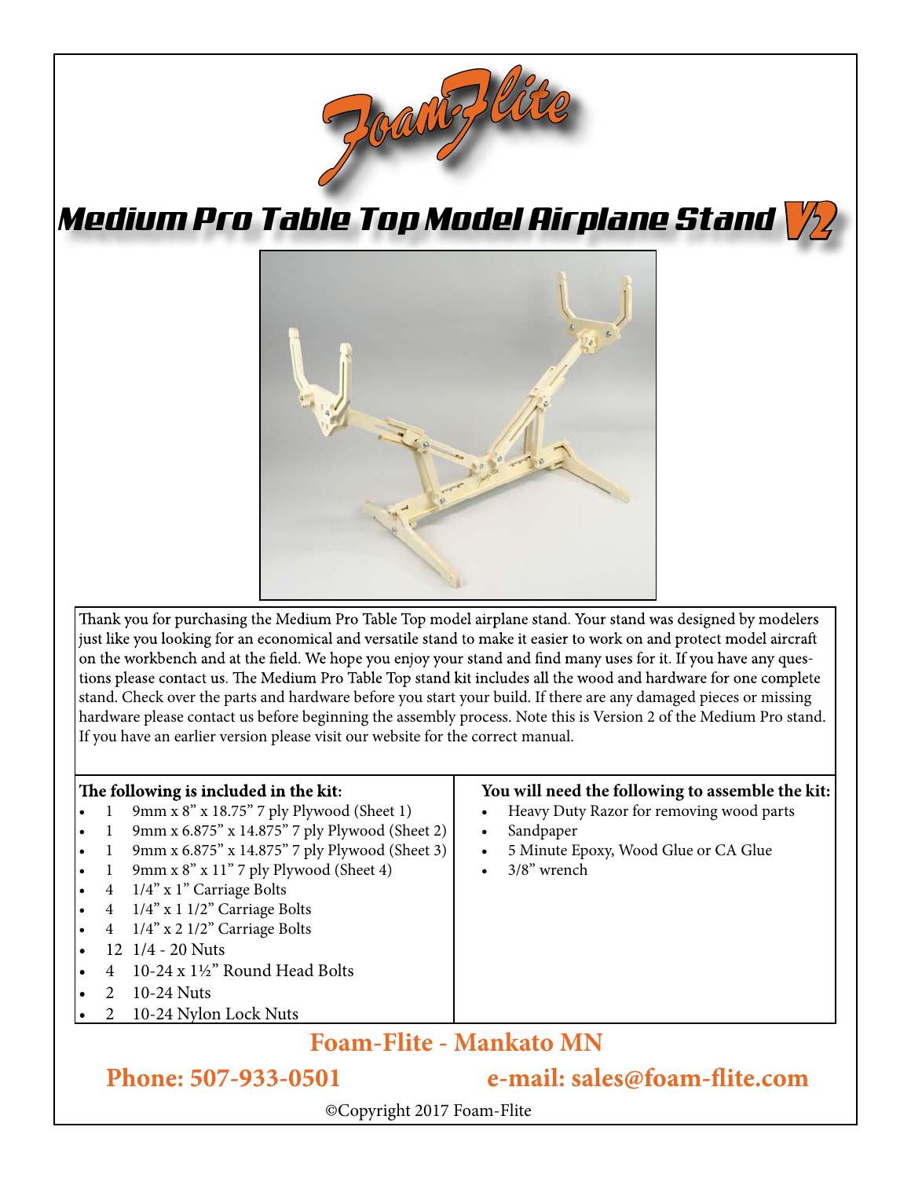# Foam-Flite

# Medium Pro Table Top Model Airplane Stand V2

Thank you for purchasing the Medium Pro Table Top model airplane stand. Your stand was designed by modelers just like you looking for an economical and versatile stand to make it easier to work on and protect model aircraft on the workbench and at the field. We hope you enjoy your stand and find many uses for it. If you have any questions please contact us. The Medium Pro Table Top stand kit includes all the wood and hardware for one complete stand. Check over the parts and hardware before you start your build. If there are any damaged pieces or missing hardware please contact us before beginning the assembly process. Note this is Version 2 of the Medium Pro stand. If you have an earlier version please visit our website for the correct manual.

**The following is included in the kit:**

- 1 9mm x 8" x 18.75" 7 ply Plywood (Sheet 1)
- 1 9mm x 6.875" x 14.875" 7 ply Plywood (Sheet 2)
- 1 9mm x 6.875" x 14.875" 7 ply Plywood (Sheet 3)
- 1 9mm x 8" x 11" 7 ply Plywood (Sheet 4)
- 4 1/4" x 1" Carriage Bolts
- 4 1/4" x 1 1/2" Carriage Bolts
- 4 1/4" x 2 1/2" Carriage Bolts
- 12 1/4 - 20 Nuts
- 4 10-24 x 1½" Round Head Bolts
- 2 10-24 Nuts
- 2 10-24 Nylon Lock Nuts

**You will need the following to assemble the kit:**

- Heavy Duty Razor for removing wood parts
- Sandpaper
- 5 Minute Epoxy, Wood Glue or CA Glue
- 3/8" wrench

**Foam-Flite - Mankato MN**

**Phone: 507-933-0501** **e-mail: sales@foam-flite.com**

©Copyright 2017 Foam-Flite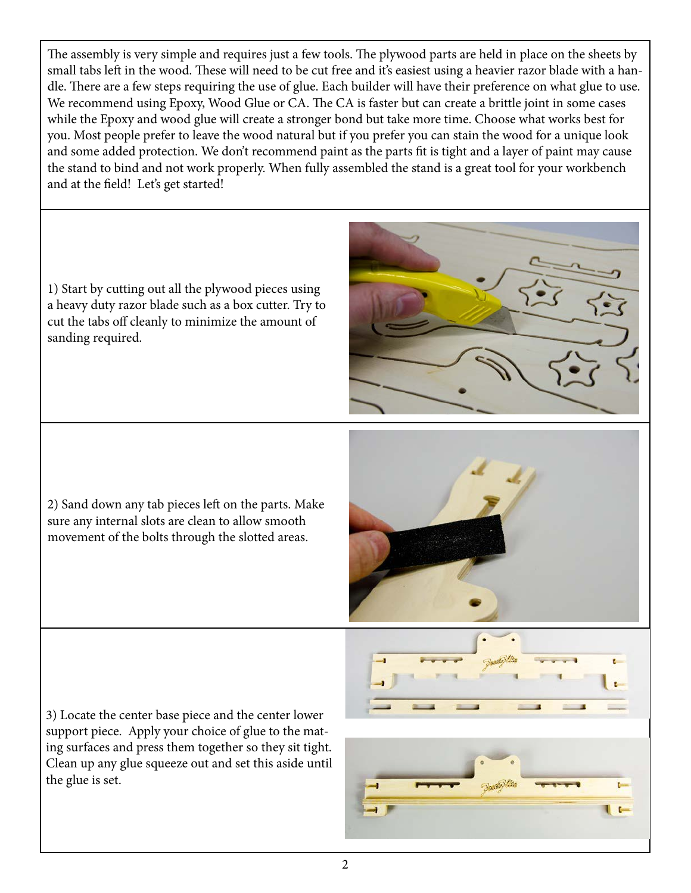The assembly is very simple and requires just a few tools. The plywood parts are held in place on the sheets by small tabs left in the wood. These will need to be cut free and it's easiest using a heavier razor blade with a handle. There are a few steps requiring the use of glue. Each builder will have their preference on what glue to use. We recommend using Epoxy, Wood Glue or CA. The CA is faster but can create a brittle joint in some cases while the Epoxy and wood glue will create a stronger bond but take more time. Choose what works best for you. Most people prefer to leave the wood natural but if you prefer you can stain the wood for a unique look and some added protection. We don't recommend paint as the parts fit is tight and a layer of paint may cause the stand to bind and not work properly. When fully assembled the stand is a great tool for your workbench and at the field! Let's get started!

1) Start by cutting out all the plywood pieces using a heavy duty razor blade such as a box cutter. Try to cut the tabs off cleanly to minimize the amount of sanding required.

2) Sand down any tab pieces left on the parts. Make sure any internal slots are clean to allow smooth movement of the bolts through the slotted areas.

3) Locate the center base piece and the center lower support piece. Apply your choice of glue to the mating surfaces and press them together so they sit tight. Clean up any glue squeeze out and set this aside until the glue is set.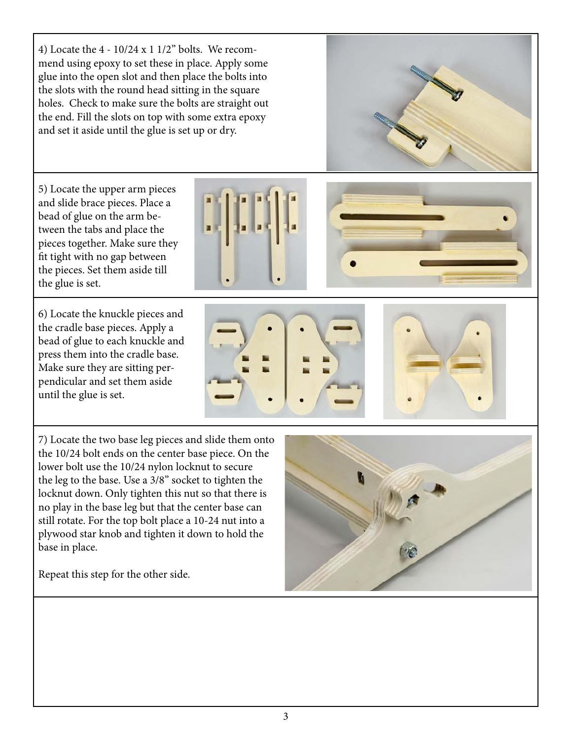4) Locate the 4 - 10/24 x 1 1/2" bolts. We recommend using epoxy to set these in place. Apply some glue into the open slot and then place the bolts into the slots with the round head sitting in the square holes. Check to make sure the bolts are straight out the end. Fill the slots on top with some extra epoxy and set it aside until the glue is set up or dry.

5) Locate the upper arm pieces and slide brace pieces. Place a bead of glue on the arm between the tabs and place the pieces together. Make sure they fit tight with no gap between the pieces. Set them aside till the glue is set.

6) Locate the knuckle pieces and the cradle base pieces. Apply a bead of glue to each knuckle and press them into the cradle base. Make sure they are sitting perpendicular and set them aside until the glue is set.

7) Locate the two base leg pieces and slide them onto the 10/24 bolt ends on the center base piece. On the lower bolt use the 10/24 nylon locknut to secure the leg to the base. Use a 3/8" socket to tighten the locknut down. Only tighten this nut so that there is no play in the base leg but that the center base can still rotate. For the top bolt place a 10-24 nut into a plywood star knob and tighten it down to hold the base in place.

Repeat this step for the other side.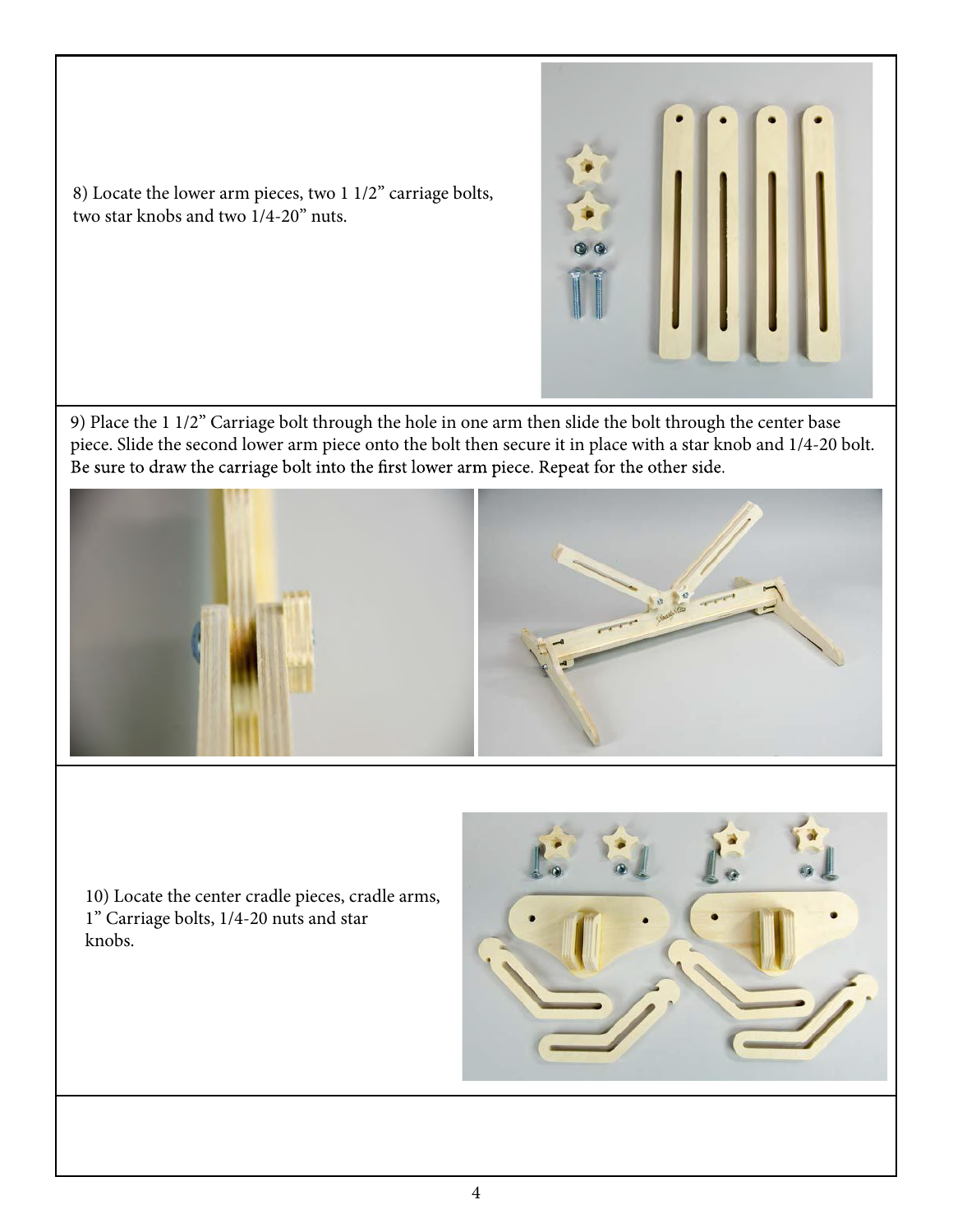8) Locate the lower arm pieces, two 1 1/2" carriage bolts, two star knobs and two 1/4-20" nuts.

9) Place the 1 1/2" Carriage bolt through the hole in one arm then slide the bolt through the center base piece. Slide the second lower arm piece onto the bolt then secure it in place with a star knob and 1/4-20 bolt. Be sure to draw the carriage bolt into the first lower arm piece. Repeat for the other side.

10) Locate the center cradle pieces, cradle arms, 1" Carriage bolts, 1/4-20 nuts and star knobs.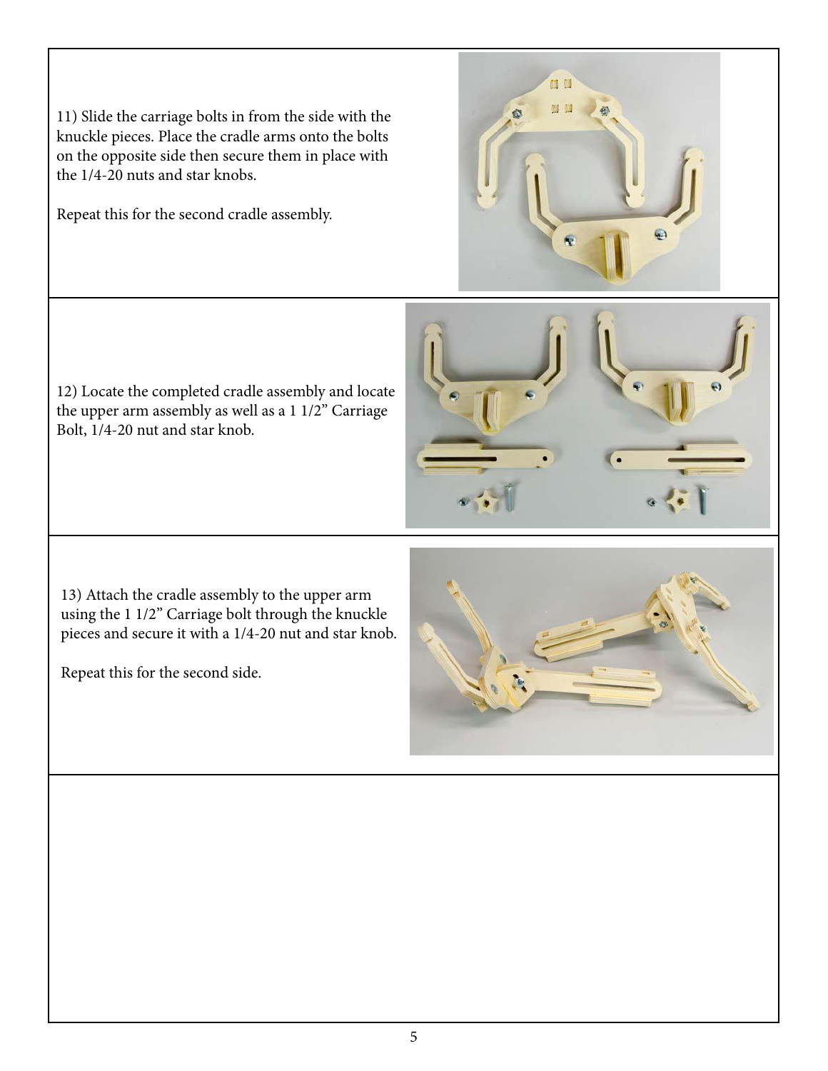11) Slide the carriage bolts in from the side with the knuckle pieces. Place the cradle arms onto the bolts on the opposite side then secure them in place with the 1/4-20 nuts and star knobs.

Repeat this for the second cradle assembly.

12) Locate the completed cradle assembly and locate the upper arm assembly as well as a 1 1/2" Carriage Bolt, 1/4-20 nut and star knob.

13) Attach the cradle assembly to the upper arm using the 1 1/2" Carriage bolt through the knuckle pieces and secure it with a 1/4-20 nut and star knob.

Repeat this for the second side.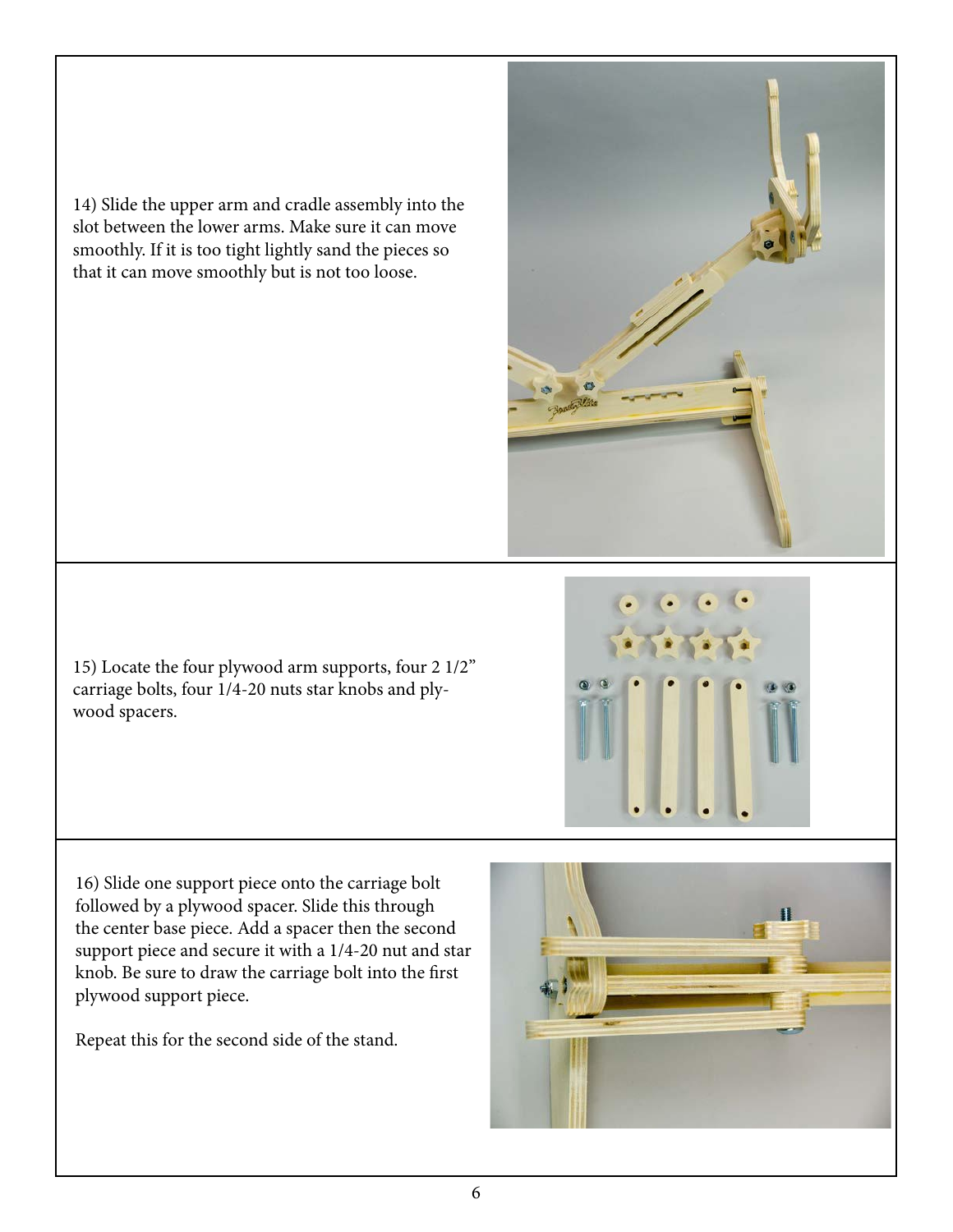14) Slide the upper arm and cradle assembly into the slot between the lower arms. Make sure it can move smoothly. If it is too tight lightly sand the pieces so that it can move smoothly but is not too loose.

15) Locate the four plywood arm supports, four 2 1/2" carriage bolts, four 1/4-20 nuts star knobs and plywood spacers.

16) Slide one support piece onto the carriage bolt followed by a plywood spacer. Slide this through the center base piece. Add a spacer then the second support piece and secure it with a 1/4-20 nut and star knob. Be sure to draw the carriage bolt into the first plywood support piece.

Repeat this for the second side of the stand.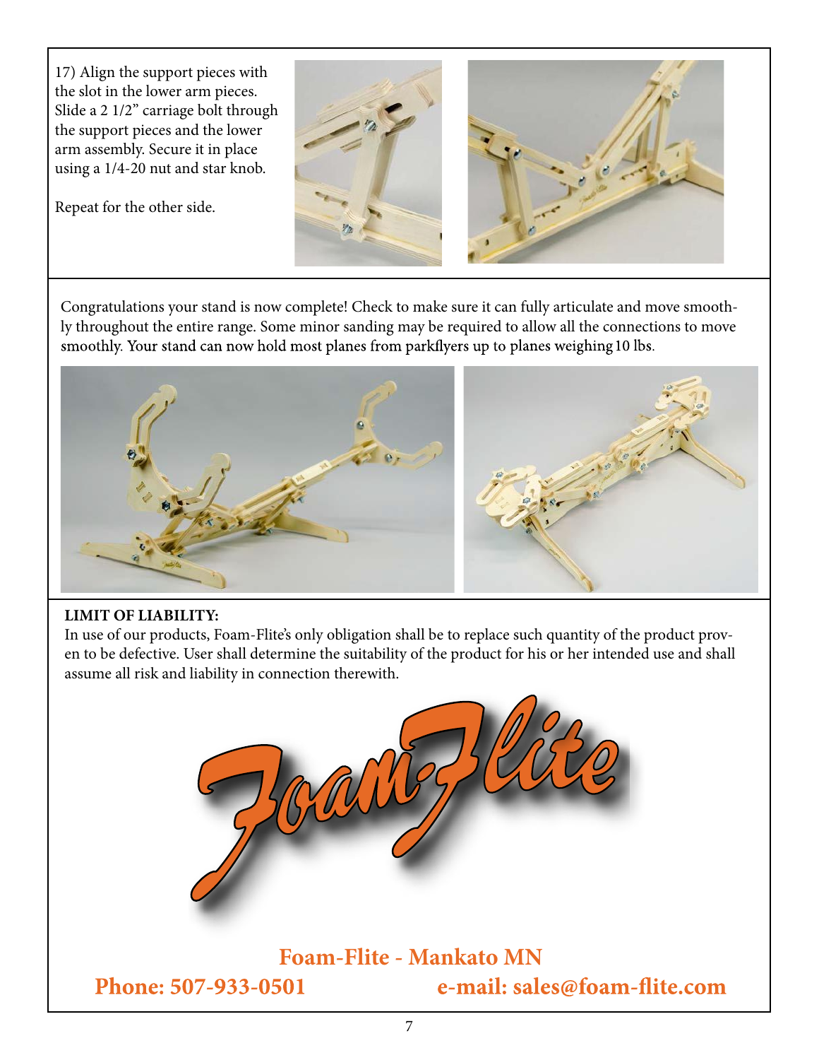17) Align the support pieces with the slot in the lower arm pieces. Slide a 2 1/2" carriage bolt through the support pieces and the lower arm assembly. Secure it in place using a 1/4-20 nut and star knob.

Repeat for the other side.

Congratulations your stand is now complete! Check to make sure it can fully articulate and move smoothly throughout the entire range. Some minor sanding may be required to allow all the connections to move smoothly. Your stand can now hold most planes from parkflyers up to planes weighing 10 lbs.

**LIMIT OF LIABILITY:**
In use of our products, Foam-Flite's only obligation shall be to replace such quantity of the product proven to be defective. User shall determine the suitability of the product for his or her intended use and shall assume all risk and liability in connection therewith.

Foam-Flite

**Foam-Flite - Mankato MN**

**Phone: 507-933-0501** **e-mail: sales@foam-flite.com**